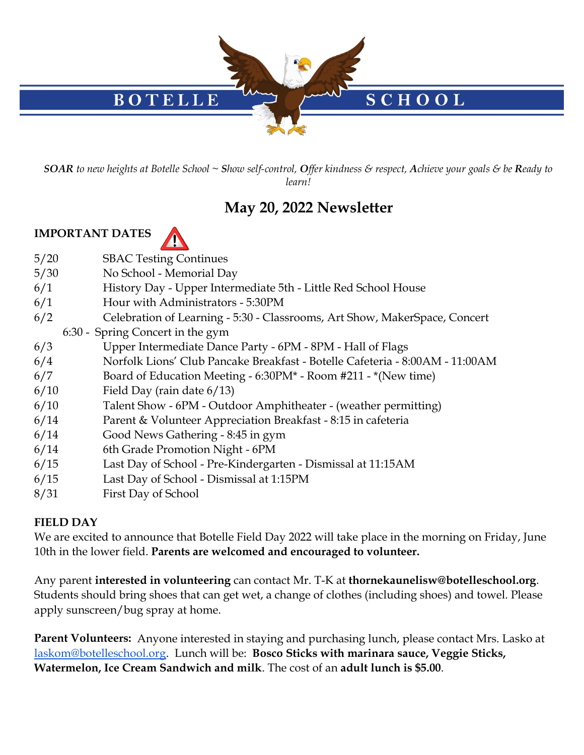# BOTELLE SCHOOL

*__S__OAR to new heights at Botelle School ~ __S__how self-control, __O__ffer kindness & respect, __A__chieve your goals & be __R__eady to learn!*

## May 20, 2022 Newsletter

**IMPORTANT DATES**

| | |
|---|---|
| 5/20 | SBAC Testing Continues |
| 5/30 | No School - Memorial Day |
| 6/1 | History Day - Upper Intermediate 5th - Little Red School House |
| 6/1 | Hour with Administrators - 5:30PM |
| 6/2 | Celebration of Learning - 5:30 - Classrooms, Art Show, MakerSpace, Concert |
| | 6:30 - Spring Concert in the gym |
| 6/3 | Upper Intermediate Dance Party - 6PM - 8PM - Hall of Flags |
| 6/4 | Norfolk Lions' Club Pancake Breakfast - Botelle Cafeteria - 8:00AM - 11:00AM |
| 6/7 | Board of Education Meeting - 6:30PM* - Room #211 - *(New time) |
| 6/10 | Field Day (rain date 6/13) |
| 6/10 | Talent Show - 6PM - Outdoor Amphitheater - (weather permitting) |
| 6/14 | Parent & Volunteer Appreciation Breakfast - 8:15 in cafeteria |
| 6/14 | Good News Gathering - 8:45 in gym |
| 6/14 | 6th Grade Promotion Night - 6PM |
| 6/15 | Last Day of School - Pre-Kindergarten - Dismissal at 11:15AM |
| 6/15 | Last Day of School - Dismissal at 1:15PM |
| 8/31 | First Day of School |

**FIELD DAY**

We are excited to announce that Botelle Field Day 2022 will take place in the morning on Friday, June 10th in the lower field. **Parents are welcomed and encouraged to volunteer.**

Any parent **interested in volunteering** can contact Mr. T-K at **thornekaunelisw@botelleschool.org**. Students should bring shoes that can get wet, a change of clothes (including shoes) and towel. Please apply sunscreen/bug spray at home.

**Parent Volunteers:** Anyone interested in staying and purchasing lunch, please contact Mrs. Lasko at laskom@botelleschool.org. Lunch will be: **Bosco Sticks with marinara sauce, Veggie Sticks, Watermelon, Ice Cream Sandwich and milk**. The cost of an **adult lunch is $5.00**.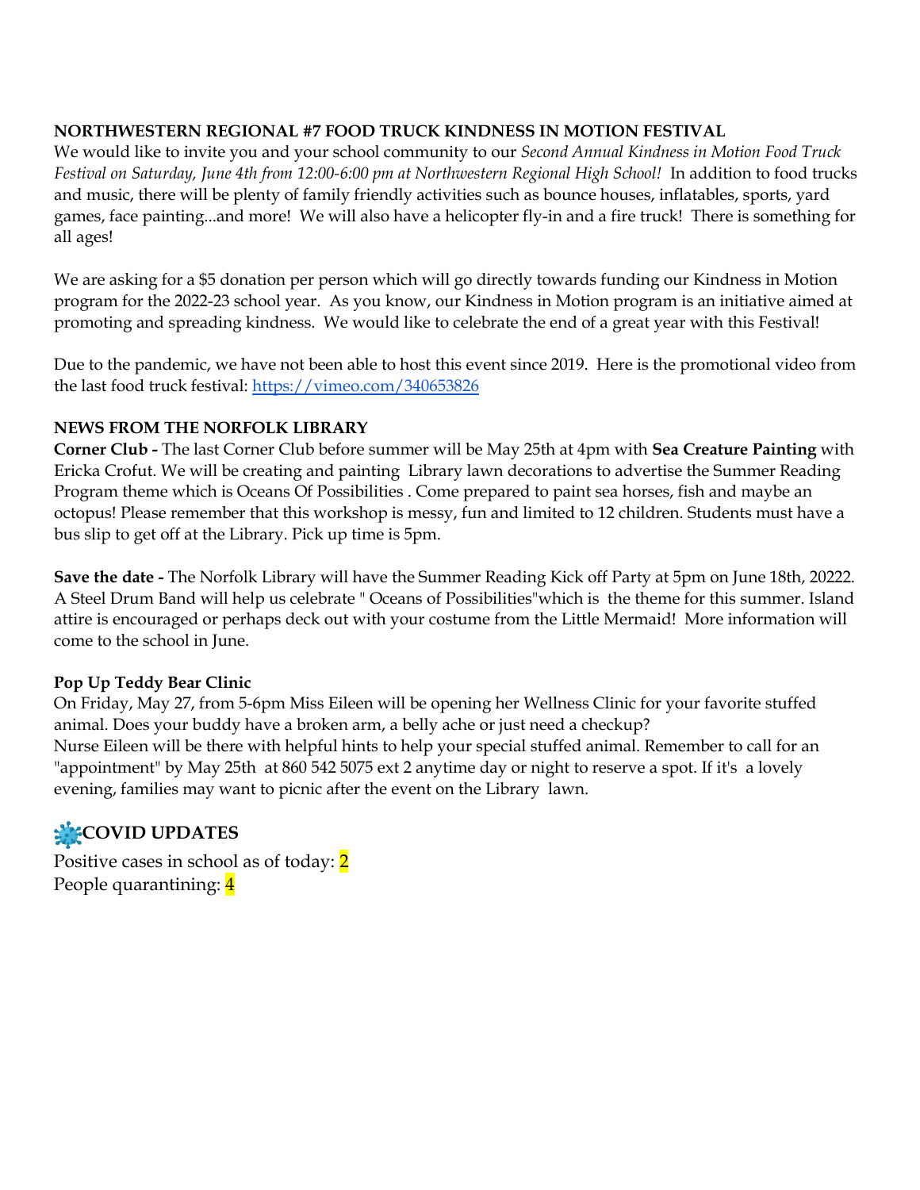**NORTHWESTERN REGIONAL #7 FOOD TRUCK KINDNESS IN MOTION FESTIVAL**

We would like to invite you and your school community to our *Second Annual Kindness in Motion Food Truck Festival on Saturday, June 4th from 12:00-6:00 pm at Northwestern Regional High School!* In addition to food trucks and music, there will be plenty of family friendly activities such as bounce houses, inflatables, sports, yard games, face painting...and more! We will also have a helicopter fly-in and a fire truck! There is something for all ages!

We are asking for a $5 donation per person which will go directly towards funding our Kindness in Motion program for the 2022-23 school year. As you know, our Kindness in Motion program is an initiative aimed at promoting and spreading kindness. We would like to celebrate the end of a great year with this Festival!

Due to the pandemic, we have not been able to host this event since 2019. Here is the promotional video from the last food truck festival: https://vimeo.com/340653826

**NEWS FROM THE NORFOLK LIBRARY**

**Corner Club -** The last Corner Club before summer will be May 25th at 4pm with **Sea Creature Painting** with Ericka Crofut. We will be creating and painting Library lawn decorations to advertise the Summer Reading Program theme which is Oceans Of Possibilities . Come prepared to paint sea horses, fish and maybe an octopus! Please remember that this workshop is messy, fun and limited to 12 children. Students must have a bus slip to get off at the Library. Pick up time is 5pm.

**Save the date -** The Norfolk Library will have the Summer Reading Kick off Party at 5pm on June 18th, 20222. A Steel Drum Band will help us celebrate " Oceans of Possibilities"which is the theme for this summer. Island attire is encouraged or perhaps deck out with your costume from the Little Mermaid! More information will come to the school in June.

**Pop Up Teddy Bear Clinic**

On Friday, May 27, from 5-6pm Miss Eileen will be opening her Wellness Clinic for your favorite stuffed animal. Does your buddy have a broken arm, a belly ache or just need a checkup?
Nurse Eileen will be there with helpful hints to help your special stuffed animal. Remember to call for an "appointment" by May 25th at 860 542 5075 ext 2 anytime day or night to reserve a spot. If it's a lovely evening, families may want to picnic after the event on the Library lawn.

## 🦠COVID UPDATES

Positive cases in school as of today: 2
People quarantining: 4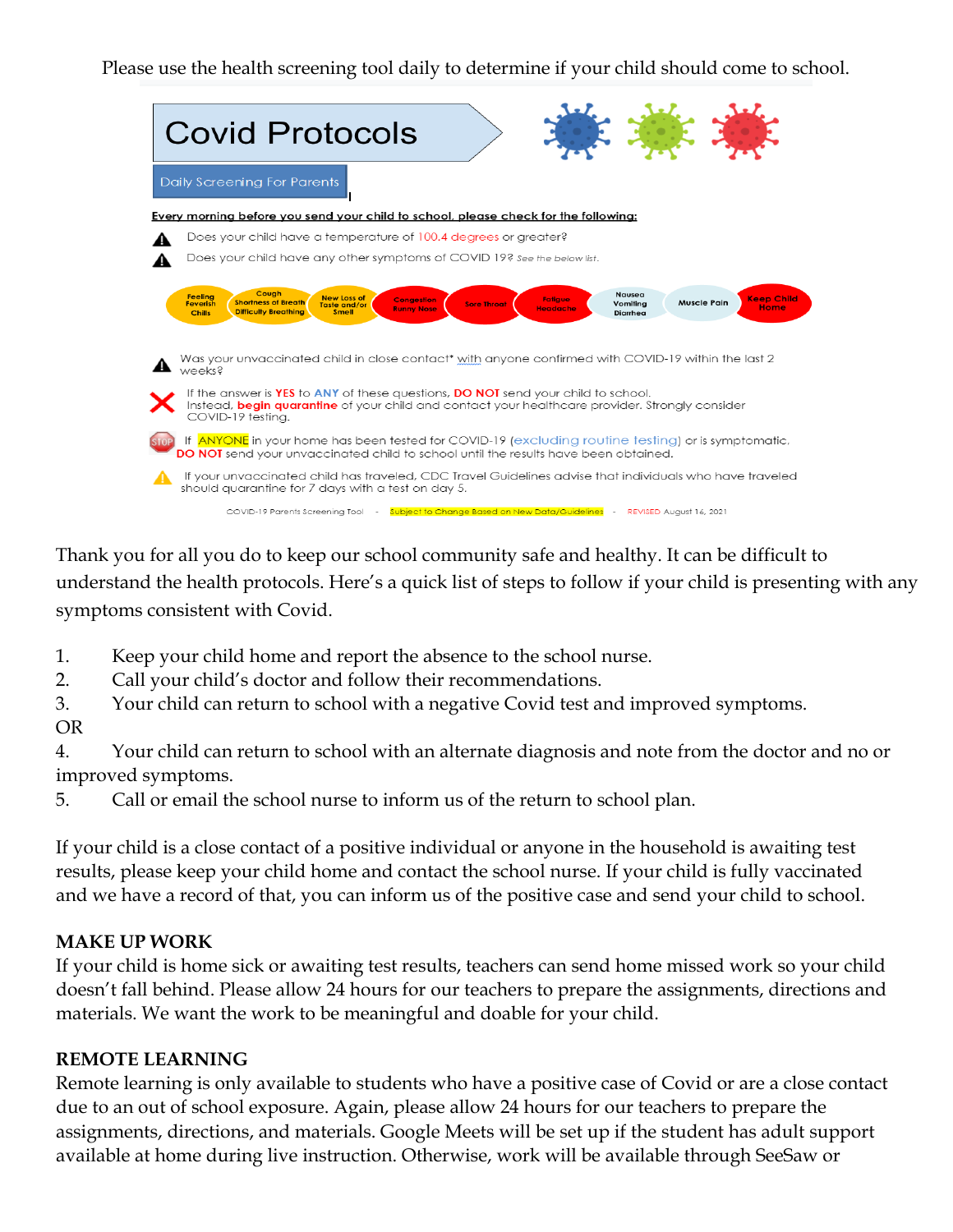Please use the health screening tool daily to determine if your child should come to school.

# Covid Protocols

## Daily Screening For Parents

**Every morning before you send your child to school, please check for the following:**

- Does your child have a temperature of 100.4 degrees or greater?
- Does your child have any other symptoms of COVID 19? *See the below list.*

Feeling Feverish Chills | Cough Shortness of Breath Difficulty Breathing | New Loss of Taste and/or Smell | Congestion Runny Nose | Sore Throat | Fatigue Headache | Nausea Vomiting Diarrhea | Muscle Pain | Keep Child Home

- Was your unvaccinated child in close contact* with anyone confirmed with COVID-19 within the last 2 weeks?

If the answer is **YES** to **ANY** of these questions, **DO NOT** send your child to school. Instead, **begin quarantine** of your child and contact your healthcare provider. Strongly consider COVID-19 testing.

If ANYONE in your home has been tested for COVID-19 (excluding routine testing) or is symptomatic, **DO NOT** send your unvaccinated child to school until the results have been obtained.

If your unvaccinated child has traveled, CDC Travel Guidelines advise that individuals who have traveled should quarantine for 7 days with a test on day 5.

COVID-19 Parents Screening Tool - Subject to Change Based on New Data/Guidelines - REVISED August 16, 2021

Thank you for all you do to keep our school community safe and healthy. It can be difficult to understand the health protocols. Here's a quick list of steps to follow if your child is presenting with any symptoms consistent with Covid.

1. Keep your child home and report the absence to the school nurse.
2. Call your child's doctor and follow their recommendations.
3. Your child can return to school with a negative Covid test and improved symptoms.

OR

4. Your child can return to school with an alternate diagnosis and note from the doctor and no or improved symptoms.
5. Call or email the school nurse to inform us of the return to school plan.

If your child is a close contact of a positive individual or anyone in the household is awaiting test results, please keep your child home and contact the school nurse. If your child is fully vaccinated and we have a record of that, you can inform us of the positive case and send your child to school.

**MAKE UP WORK**

If your child is home sick or awaiting test results, teachers can send home missed work so your child doesn't fall behind. Please allow 24 hours for our teachers to prepare the assignments, directions and materials. We want the work to be meaningful and doable for your child.

**REMOTE LEARNING**

Remote learning is only available to students who have a positive case of Covid or are a close contact due to an out of school exposure. Again, please allow 24 hours for our teachers to prepare the assignments, directions, and materials. Google Meets will be set up if the student has adult support available at home during live instruction. Otherwise, work will be available through SeeSaw or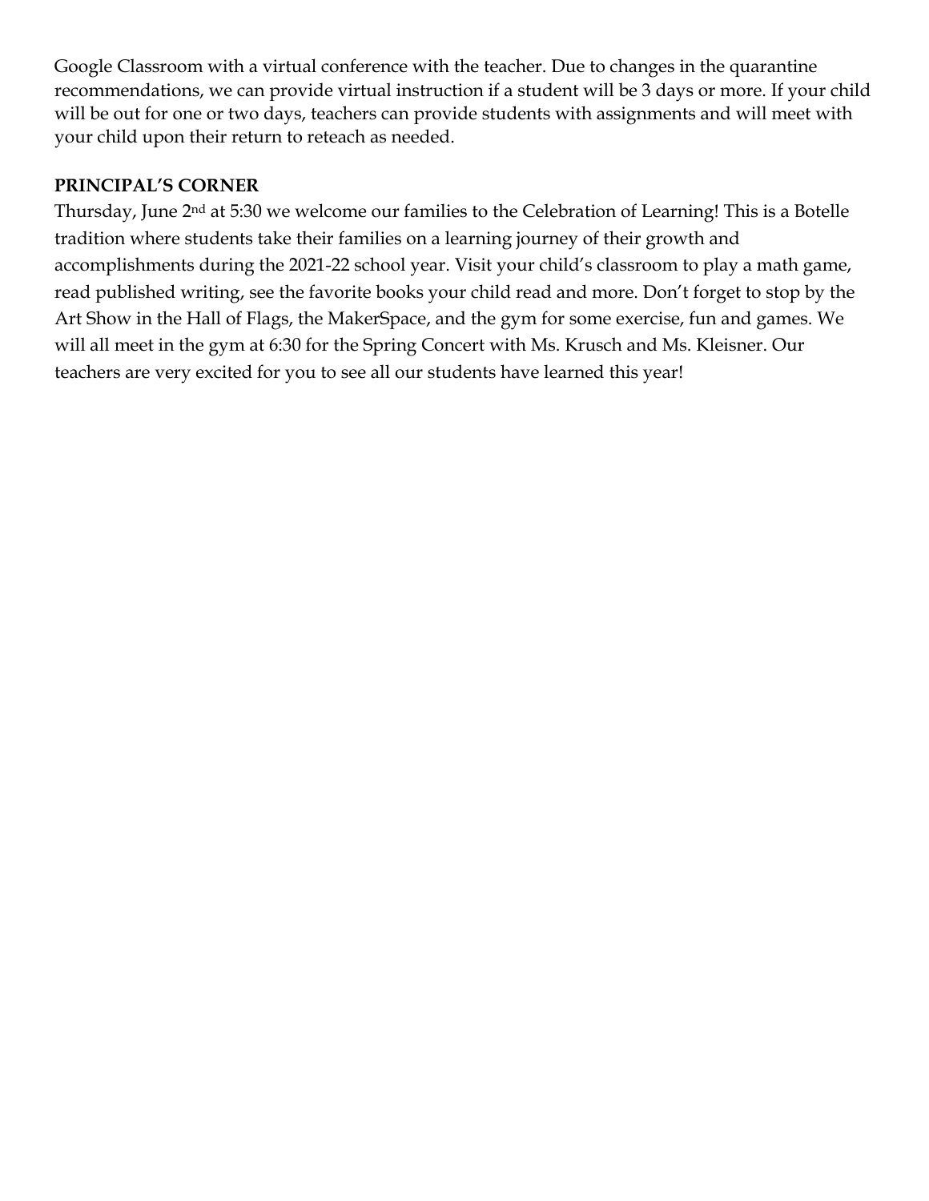Google Classroom with a virtual conference with the teacher. Due to changes in the quarantine recommendations, we can provide virtual instruction if a student will be 3 days or more. If your child will be out for one or two days, teachers can provide students with assignments and will meet with your child upon their return to reteach as needed.

**PRINCIPAL'S CORNER**

Thursday, June 2nd at 5:30 we welcome our families to the Celebration of Learning! This is a Botelle tradition where students take their families on a learning journey of their growth and accomplishments during the 2021-22 school year. Visit your child's classroom to play a math game, read published writing, see the favorite books your child read and more. Don't forget to stop by the Art Show in the Hall of Flags, the MakerSpace, and the gym for some exercise, fun and games. We will all meet in the gym at 6:30 for the Spring Concert with Ms. Krusch and Ms. Kleisner. Our teachers are very excited for you to see all our students have learned this year!